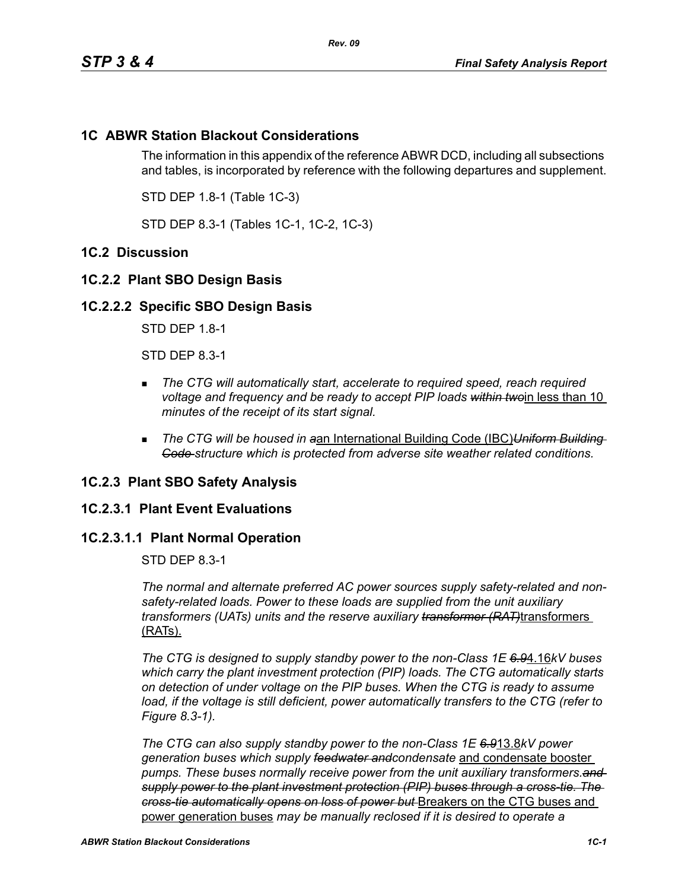## 1C ABWR Station Blackout Considerations

The information in this appendix of the reference ABWR DCD, including all subsections and tables, is incorporated by reference with the following departures and supplement.

STD DEP 1.8-1 (Table 1C-3)

STD DEP 8.3-1 (Tables 1C-1, 1C-2, 1C-3)

## 1C.2 Discussion

### 1C.2.2 Plant SBO Design Basis

### 1C.2.2.2 Specific SBO Design Basis

STD DEP 1.8-1

STD DEP 8.3-1

- *The CTG will automatically start, accelerate to required speed, reach required voltage and frequency and be ready to accept PIP loads ~~within two~~*<u>in less than 10</u> *minutes of the receipt of its start signal.*
- *The CTG will be housed in ~~a~~*<u>an International Building Code (IBC)</u>*~~Uniform Building Code~~ structure which is protected from adverse site weather related conditions.*

### 1C.2.3 Plant SBO Safety Analysis

### 1C.2.3.1 Plant Event Evaluations

### 1C.2.3.1.1 Plant Normal Operation

STD DEP 8.3-1

*The normal and alternate preferred AC power sources supply safety-related and non-safety-related loads. Power to these loads are supplied from the unit auxiliary transformers (UATs) units and the reserve auxiliary ~~transformer (RAT)~~*<u>transformers (RATs).</u>

*The CTG is designed to supply standby power to the non-Class 1E ~~6.9~~*<u>4.16</u>*kV buses which carry the plant investment protection (PIP) loads. The CTG automatically starts on detection of under voltage on the PIP buses. When the CTG is ready to assume load, if the voltage is still deficient, power automatically transfers to the CTG (refer to Figure 8.3-1).*

*The CTG can also supply standby power to the non-Class 1E ~~6.9~~*<u>13.8</u>*kV power generation buses which supply ~~feedwater and~~condensate* <u>and condensate booster</u> *pumps. These buses normally receive power from the unit auxiliary transformers.~~and supply power to the plant investment protection (PIP) buses through a cross-tie. The cross-tie automatically opens on loss of power but~~* <u>Breakers on the CTG buses and power generation buses</u> *may be manually reclosed if it is desired to operate a*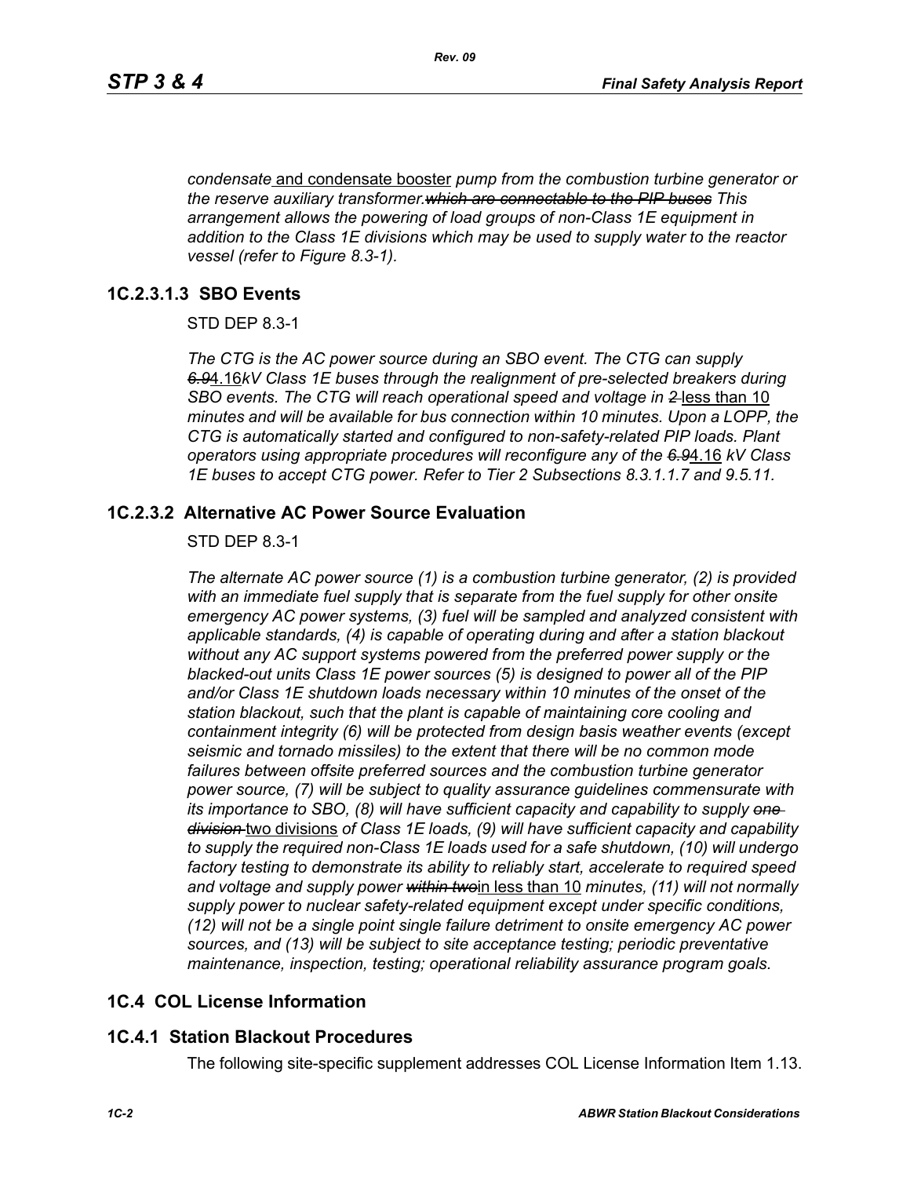*condensate* and condensate booster *pump from the combustion turbine generator or the reserve auxiliary transformer.~~which are connectable to the PIP buses~~ This arrangement allows the powering of load groups of non-Class 1E equipment in addition to the Class 1E divisions which may be used to supply water to the reactor vessel (refer to Figure 8.3-1).*

### 1C.2.3.1.3 SBO Events

STD DEP 8.3-1

*The CTG is the AC power source during an SBO event. The CTG can supply ~~6.9~~*4.16*kV Class 1E buses through the realignment of pre-selected breakers during SBO events. The CTG will reach operational speed and voltage in ~~2~~* less than 10 *minutes and will be available for bus connection within 10 minutes. Upon a LOPP, the CTG is automatically started and configured to non-safety-related PIP loads. Plant operators using appropriate procedures will reconfigure any of the ~~6.9~~*4.16 *kV Class 1E buses to accept CTG power. Refer to Tier 2 Subsections 8.3.1.1.7 and 9.5.11.*

### 1C.2.3.2 Alternative AC Power Source Evaluation

STD DEP 8.3-1

*The alternate AC power source (1) is a combustion turbine generator, (2) is provided with an immediate fuel supply that is separate from the fuel supply for other onsite emergency AC power systems, (3) fuel will be sampled and analyzed consistent with applicable standards, (4) is capable of operating during and after a station blackout without any AC support systems powered from the preferred power supply or the blacked-out units Class 1E power sources (5) is designed to power all of the PIP and/or Class 1E shutdown loads necessary within 10 minutes of the onset of the station blackout, such that the plant is capable of maintaining core cooling and containment integrity (6) will be protected from design basis weather events (except seismic and tornado missiles) to the extent that there will be no common mode failures between offsite preferred sources and the combustion turbine generator power source, (7) will be subject to quality assurance guidelines commensurate with its importance to SBO, (8) will have sufficient capacity and capability to supply ~~one division~~* two divisions *of Class 1E loads, (9) will have sufficient capacity and capability to supply the required non-Class 1E loads used for a safe shutdown, (10) will undergo factory testing to demonstrate its ability to reliably start, accelerate to required speed and voltage and supply power ~~within two~~*in less than 10 *minutes, (11) will not normally supply power to nuclear safety-related equipment except under specific conditions, (12) will not be a single point single failure detriment to onsite emergency AC power sources, and (13) will be subject to site acceptance testing; periodic preventative maintenance, inspection, testing; operational reliability assurance program goals.*

## 1C.4 COL License Information

### 1C.4.1 Station Blackout Procedures

The following site-specific supplement addresses COL License Information Item 1.13.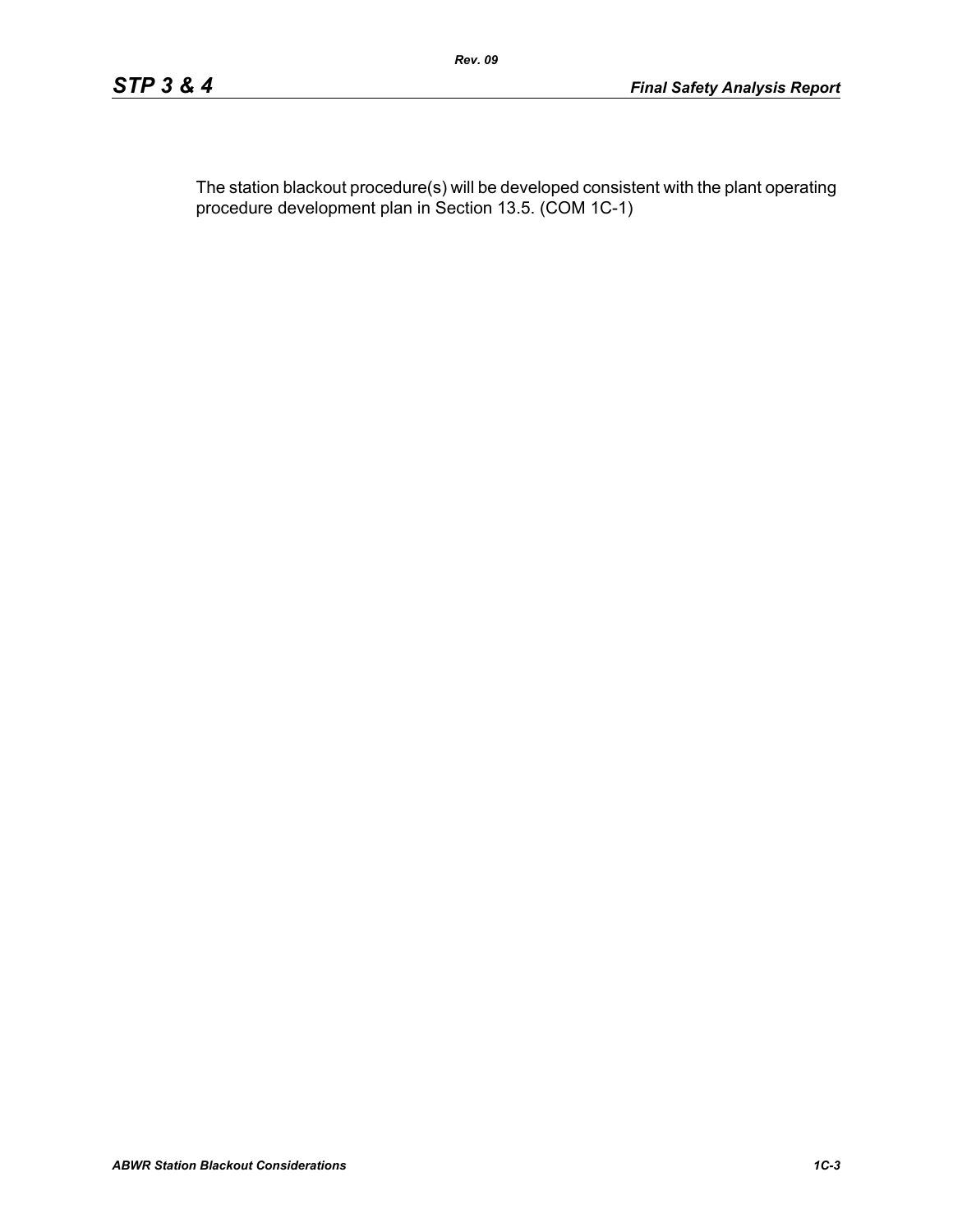The station blackout procedure(s) will be developed consistent with the plant operating procedure development plan in Section 13.5. (COM 1C-1)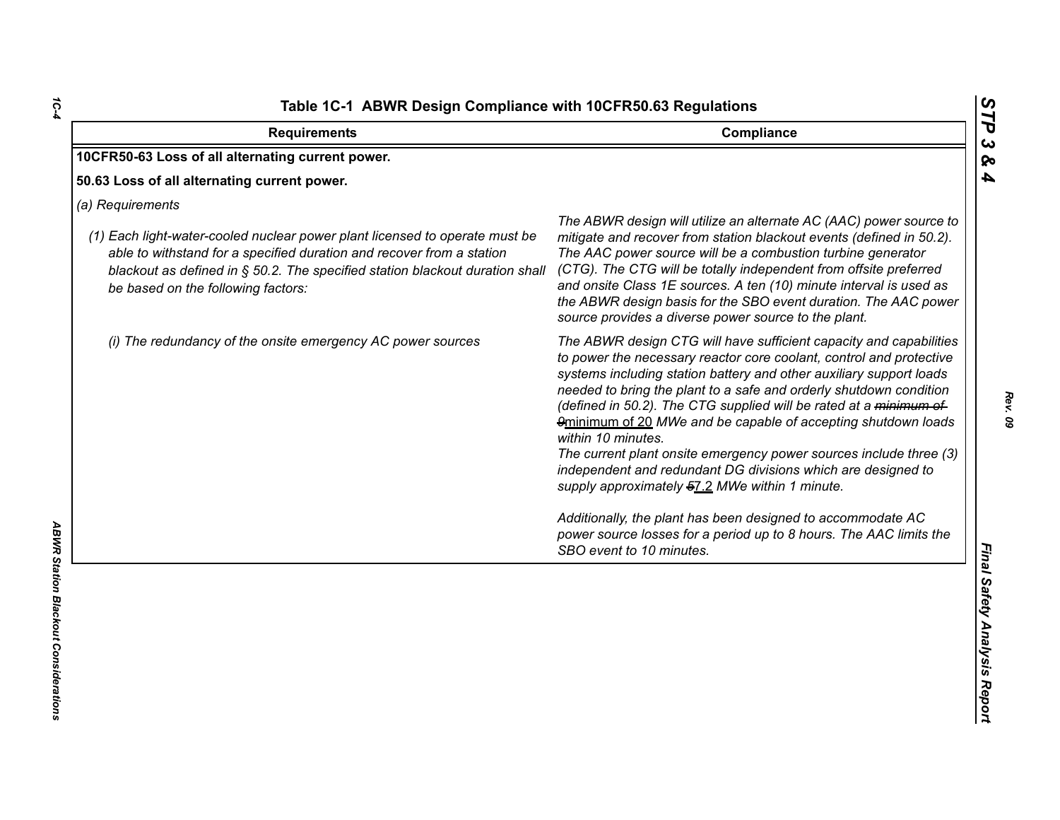**Table 1C-1 ABWR Design Compliance with 10CFR50.63 Regulations**

| Requirements | Compliance |
|---|---|
| **10CFR50-63 Loss of all alternating current power.** | |
| **50.63 Loss of all alternating current power.** | |
| *(a) Requirements* | |
| *(1) Each light-water-cooled nuclear power plant licensed to operate must be able to withstand for a specified duration and recover from a station blackout as defined in § 50.2. The specified station blackout duration shall be based on the following factors:* | *The ABWR design will utilize an alternate AC (AAC) power source to mitigate and recover from station blackout events (defined in 50.2). The AAC power source will be a combustion turbine generator (CTG). The CTG will be totally independent from offsite preferred and onsite Class 1E sources. A ten (10) minute interval is used as the ABWR design basis for the SBO event duration. The AAC power source provides a diverse power source to the plant.* |
| *(i) The redundancy of the onsite emergency AC power sources* | *The ABWR design CTG will have sufficient capacity and capabilities to power the necessary reactor core coolant, control and protective systems including station battery and other auxiliary support loads needed to bring the plant to a safe and orderly shutdown condition (defined in 50.2). The CTG supplied will be rated at a ~~minimum of 9~~minimum of 20 MWe and be capable of accepting shutdown loads within 10 minutes.*<br>*The current plant onsite emergency power sources include three (3) independent and redundant DG divisions which are designed to supply approximately ~~5~~7.2 MWe within 1 minute.*<br><br>*Additionally, the plant has been designed to accommodate AC power source losses for a period up to 8 hours. The AAC limits the SBO event to 10 minutes.* |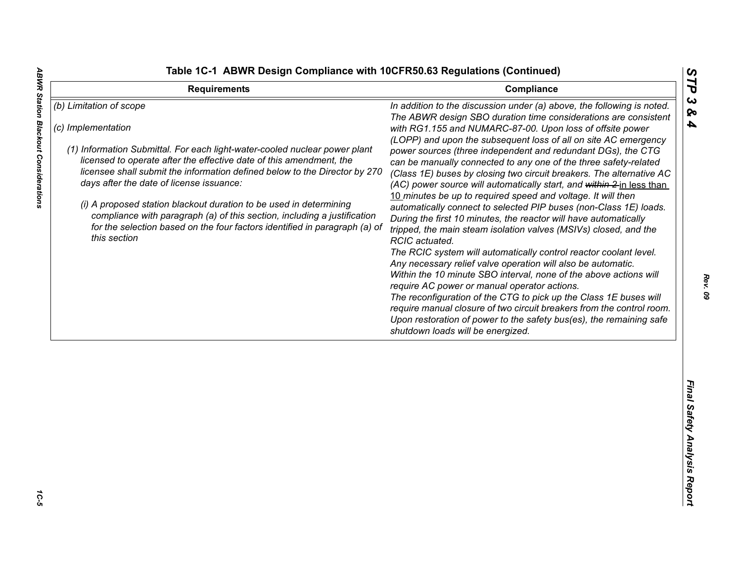## Table 1C-1 ABWR Design Compliance with 10CFR50.63 Regulations (Continued)

| Requirements | Compliance |
|---|---|
| *(b) Limitation of scope*<br><br>*(c) Implementation*<br><br>*(1) Information Submittal. For each light-water-cooled nuclear power plant licensed to operate after the effective date of this amendment, the licensee shall submit the information defined below to the Director by 270 days after the date of license issuance:*<br><br>*(i) A proposed station blackout duration to be used in determining compliance with paragraph (a) of this section, including a justification for the selection based on the four factors identified in paragraph (a) of this section* | *In addition to the discussion under (a) above, the following is noted. The ABWR design SBO duration time considerations are consistent with RG1.155 and NUMARC-87-00. Upon loss of offsite power (LOPP) and upon the subsequent loss of all on site AC emergency power sources (three independent and redundant DGs), the CTG can be manually connected to any one of the three safety-related (Class 1E) buses by closing two circuit breakers. The alternative AC (AC) power source will automatically start, and ~~within 2~~ in less than 10 minutes be up to required speed and voltage. It will then automatically connect to selected PIP buses (non-Class 1E) loads. During the first 10 minutes, the reactor will have automatically tripped, the main steam isolation valves (MSIVs) closed, and the RCIC actuated.*<br>*The RCIC system will automatically control reactor coolant level. Any necessary relief valve operation will also be automatic.*<br>*Within the 10 minute SBO interval, none of the above actions will require AC power or manual operator actions.*<br>*The reconfiguration of the CTG to pick up the Class 1E buses will require manual closure of two circuit breakers from the control room. Upon restoration of power to the safety bus(es), the remaining safe shutdown loads will be energized.* |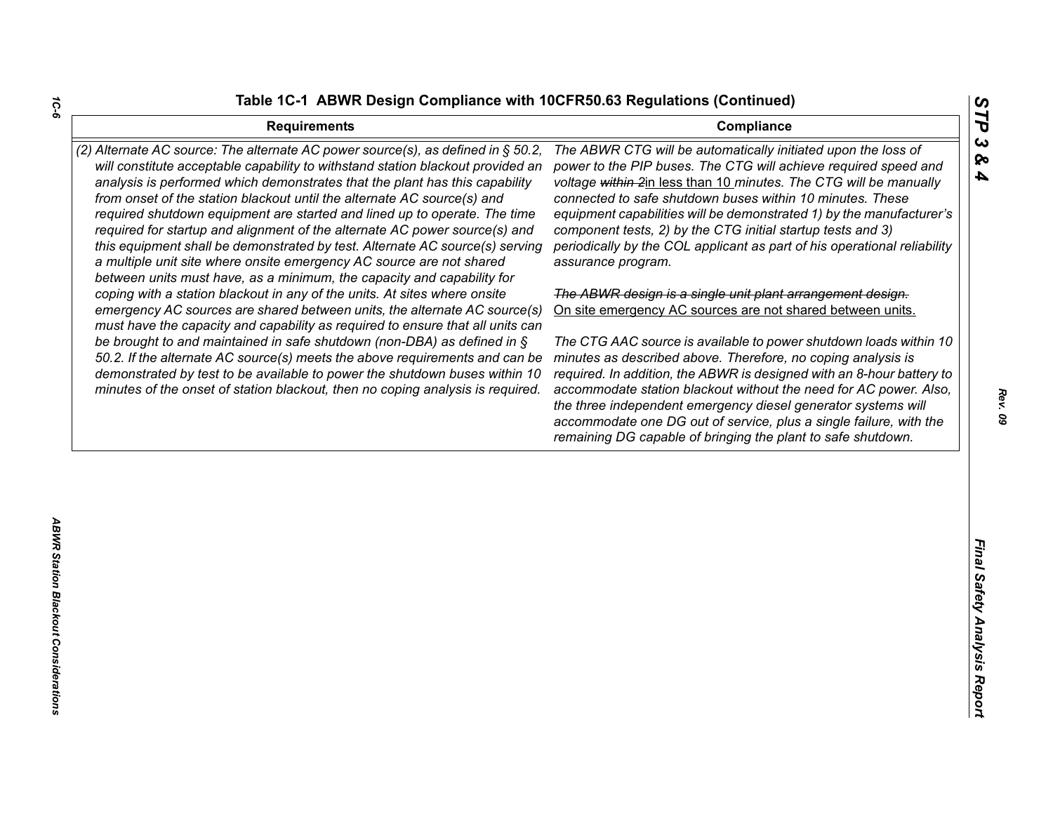## Table 1C-1 ABWR Design Compliance with 10CFR50.63 Regulations (Continued)

| Requirements | Compliance |
|---|---|
| *(2) Alternate AC source: The alternate AC power source(s), as defined in § 50.2, will constitute acceptable capability to withstand station blackout provided an analysis is performed which demonstrates that the plant has this capability from onset of the station blackout until the alternate AC source(s) and required shutdown equipment are started and lined up to operate. The time required for startup and alignment of the alternate AC power source(s) and this equipment shall be demonstrated by test. Alternate AC source(s) serving a multiple unit site where onsite emergency AC source are not shared between units must have, as a minimum, the capacity and capability for coping with a station blackout in any of the units. At sites where onsite emergency AC sources are shared between units, the alternate AC source(s) must have the capacity and capability as required to ensure that all units can be brought to and maintained in safe shutdown (non-DBA) as defined in § 50.2. If the alternate AC source(s) meets the above requirements and can be demonstrated by test to be available to power the shutdown buses within 10 minutes of the onset of station blackout, then no coping analysis is required.* | *The ABWR CTG will be automatically initiated upon the loss of power to the PIP buses. The CTG will achieve required speed and voltage ~~within 2~~in less than 10 minutes. The CTG will be manually connected to safe shutdown buses within 10 minutes. These equipment capabilities will be demonstrated 1) by the manufacturer's component tests, 2) by the CTG initial startup tests and 3) periodically by the COL applicant as part of his operational reliability assurance program.*<br><br>*~~The ABWR design is a single unit plant arrangement design.~~* On site emergency AC sources are not shared between units.<br><br>*The CTG AAC source is available to power shutdown loads within 10 minutes as described above. Therefore, no coping analysis is required. In addition, the ABWR is designed with an 8-hour battery to accommodate station blackout without the need for AC power. Also, the three independent emergency diesel generator systems will accommodate one DG out of service, plus a single failure, with the remaining DG capable of bringing the plant to safe shutdown.* |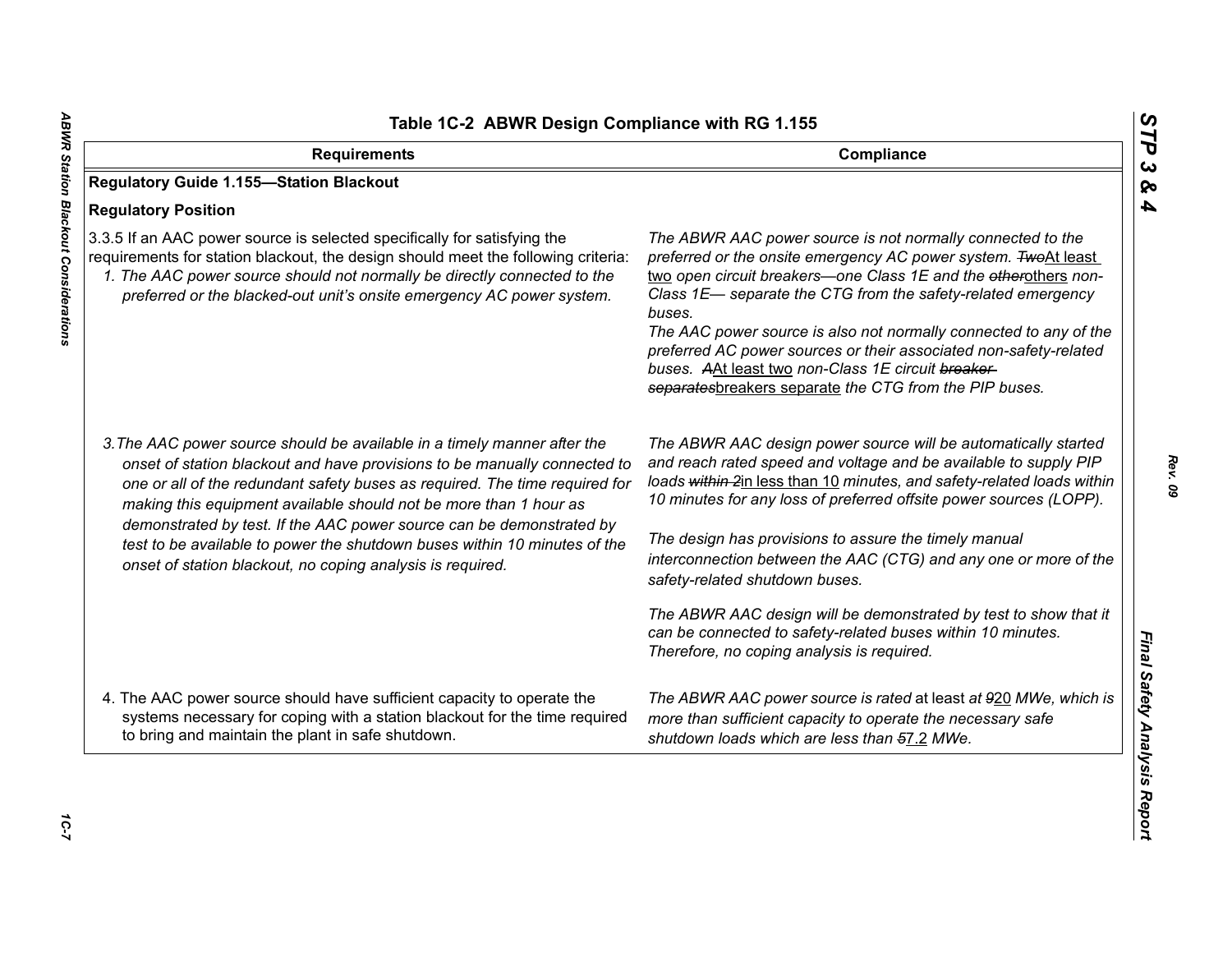## Table 1C-2 ABWR Design Compliance with RG 1.155

| Requirements | Compliance |
|---|---|
| **Regulatory Guide 1.155—Station Blackout** | |
| **Regulatory Position** | |
| 3.3.5 If an AAC power source is selected specifically for satisfying the requirements for station blackout, the design should meet the following criteria:<br>*1. The AAC power source should not normally be directly connected to the preferred or the blacked-out unit's onsite emergency AC power system.* | *The ABWR AAC power source is not normally connected to the preferred or the onsite emergency AC power system. ~~Two~~At least two open circuit breakers—one Class 1E and the ~~other~~others non-Class 1E— separate the CTG from the safety-related emergency buses.*<br>*The AAC power source is also not normally connected to any of the preferred AC power sources or their associated non-safety-related buses. ~~A~~At least two non-Class 1E circuit ~~breaker separates~~breakers separate the CTG from the PIP buses.* |
| *3.The AAC power source should be available in a timely manner after the onset of station blackout and have provisions to be manually connected to one or all of the redundant safety buses as required. The time required for making this equipment available should not be more than 1 hour as demonstrated by test. If the AAC power source can be demonstrated by test to be available to power the shutdown buses within 10 minutes of the onset of station blackout, no coping analysis is required.* | *The ABWR AAC design power source will be automatically started and reach rated speed and voltage and be available to supply PIP loads ~~within 2~~in less than 10 minutes, and safety-related loads within 10 minutes for any loss of preferred offsite power sources (LOPP).*<br><br>*The design has provisions to assure the timely manual interconnection between the AAC (CTG) and any one or more of the safety-related shutdown buses.*<br><br>*The ABWR AAC design will be demonstrated by test to show that it can be connected to safety-related buses within 10 minutes. Therefore, no coping analysis is required.* |
| 4. The AAC power source should have sufficient capacity to operate the systems necessary for coping with a station blackout for the time required to bring and maintain the plant in safe shutdown. | *The ABWR AAC power source is rated* at least *at ~~9~~20 MWe, which is more than sufficient capacity to operate the necessary safe shutdown loads which are less than ~~5~~7.2 MWe.* |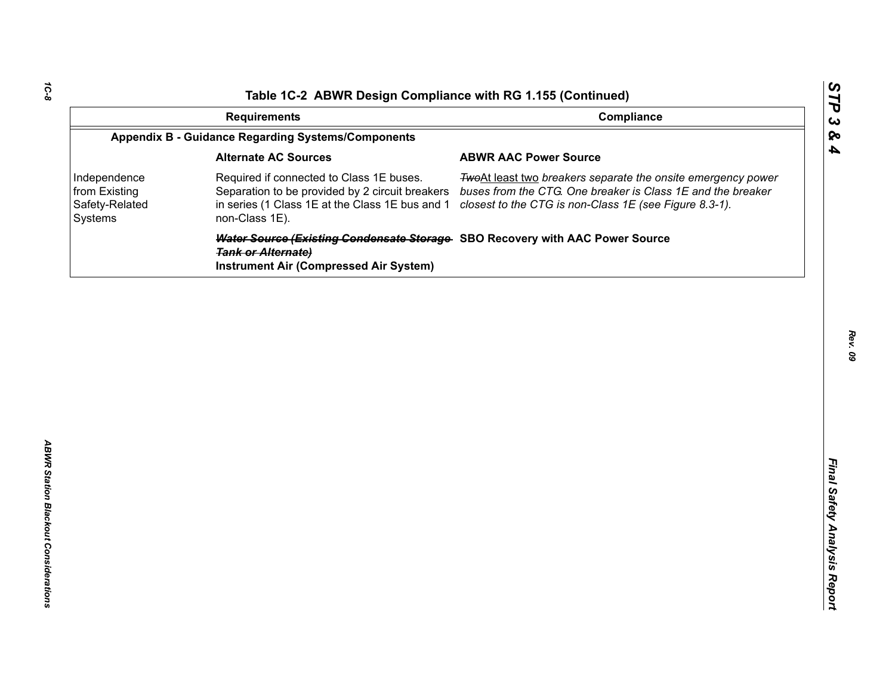## Table 1C-2 ABWR Design Compliance with RG 1.155 (Continued)

| | Requirements | Compliance |
|---|---|---|
| **Appendix B - Guidance Regarding Systems/Components** | | |
| | **Alternate AC Sources** | **ABWR AAC Power Source** |
| Independence from Existing Safety-Related Systems | Required if connected to Class 1E buses. Separation to be provided by 2 circuit breakers in series (1 Class 1E at the Class 1E bus and 1 non-Class 1E). | ~~*Two*~~At least two *breakers separate the onsite emergency power buses from the CTG. One breaker is Class 1E and the breaker closest to the CTG is non-Class 1E (see Figure 8.3-1).* |
| | ~~***Water Source (Existing Condensate Storage Tank or Alternate)***~~ **Instrument Air (Compressed Air System)** | **SBO Recovery with AAC Power Source** |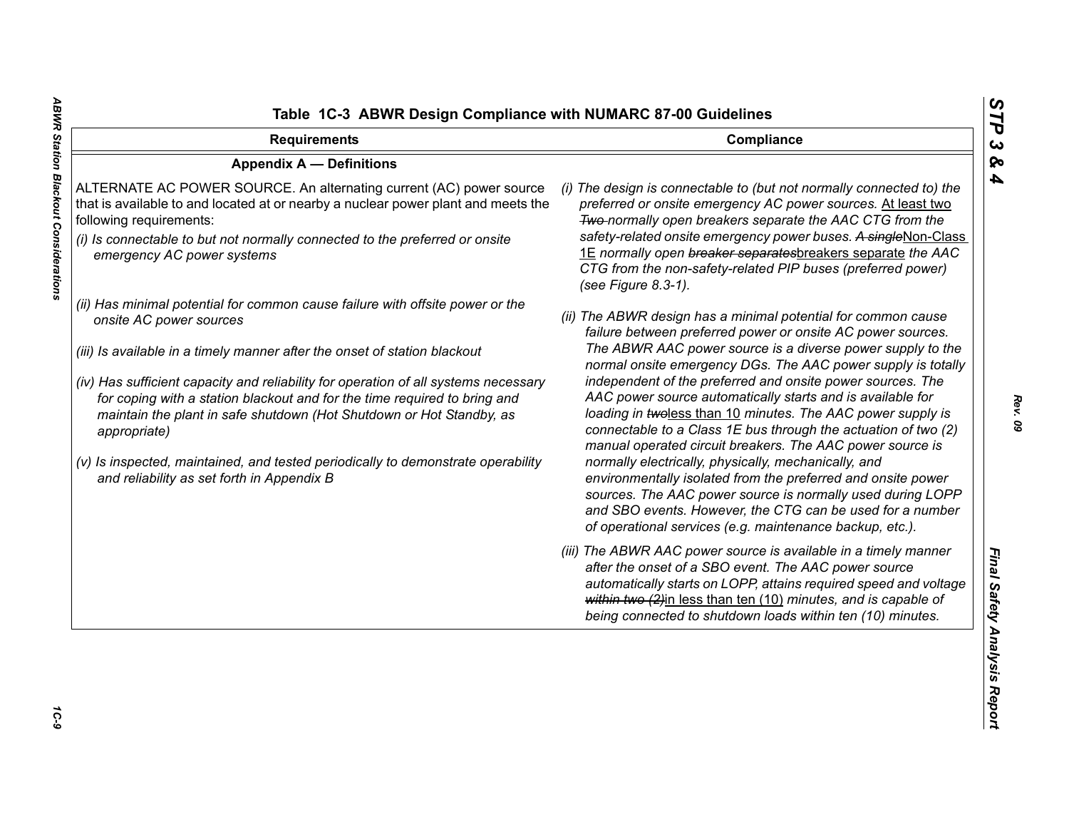# Table 1C-3 ABWR Design Compliance with NUMARC 87-00 Guidelines

| Requirements | Compliance |
|---|---|
| **Appendix A — Definitions** | |
| ALTERNATE AC POWER SOURCE. An alternating current (AC) power source that is available to and located at or nearby a nuclear power plant and meets the following requirements:<br><br>*(i) Is connectable to but not normally connected to the preferred or onsite emergency AC power systems*<br><br>*(ii) Has minimal potential for common cause failure with offsite power or the onsite AC power sources*<br><br>*(iii) Is available in a timely manner after the onset of station blackout*<br><br>*(iv) Has sufficient capacity and reliability for operation of all systems necessary for coping with a station blackout and for the time required to bring and maintain the plant in safe shutdown (Hot Shutdown or Hot Standby, as appropriate)*<br><br>*(v) Is inspected, maintained, and tested periodically to demonstrate operability and reliability as set forth in Appendix B* | *(i) The design is connectable to (but not normally connected to) the preferred or onsite emergency AC power sources.* At least two ~~Two~~ *normally open breakers separate the AAC CTG from the safety-related onsite emergency power buses.* ~~*A single*~~ Non-Class 1E *normally open* ~~*breaker separates*~~ breakers separate *the AAC CTG from the non-safety-related PIP buses (preferred power) (see Figure 8.3-1).*<br><br>*(ii) The ABWR design has a minimal potential for common cause failure between preferred power or onsite AC power sources. The ABWR AAC power source is a diverse power supply to the normal onsite emergency DGs. The AAC power supply is totally independent of the preferred and onsite power sources. The AAC power source automatically starts and is available for loading in* ~~*two*~~ less than 10 *minutes. The AAC power supply is connectable to a Class 1E bus through the actuation of two (2) manual operated circuit breakers. The AAC power source is normally electrically, physically, mechanically, and environmentally isolated from the preferred and onsite power sources. The AAC power source is normally used during LOPP and SBO events. However, the CTG can be used for a number of operational services (e.g. maintenance backup, etc.).*<br><br>*(iii) The ABWR AAC power source is available in a timely manner after the onset of a SBO event. The AAC power source automatically starts on LOPP, attains required speed and voltage* ~~*within two (2)*~~ in less than ten (10) *minutes, and is capable of being connected to shutdown loads within ten (10) minutes.* |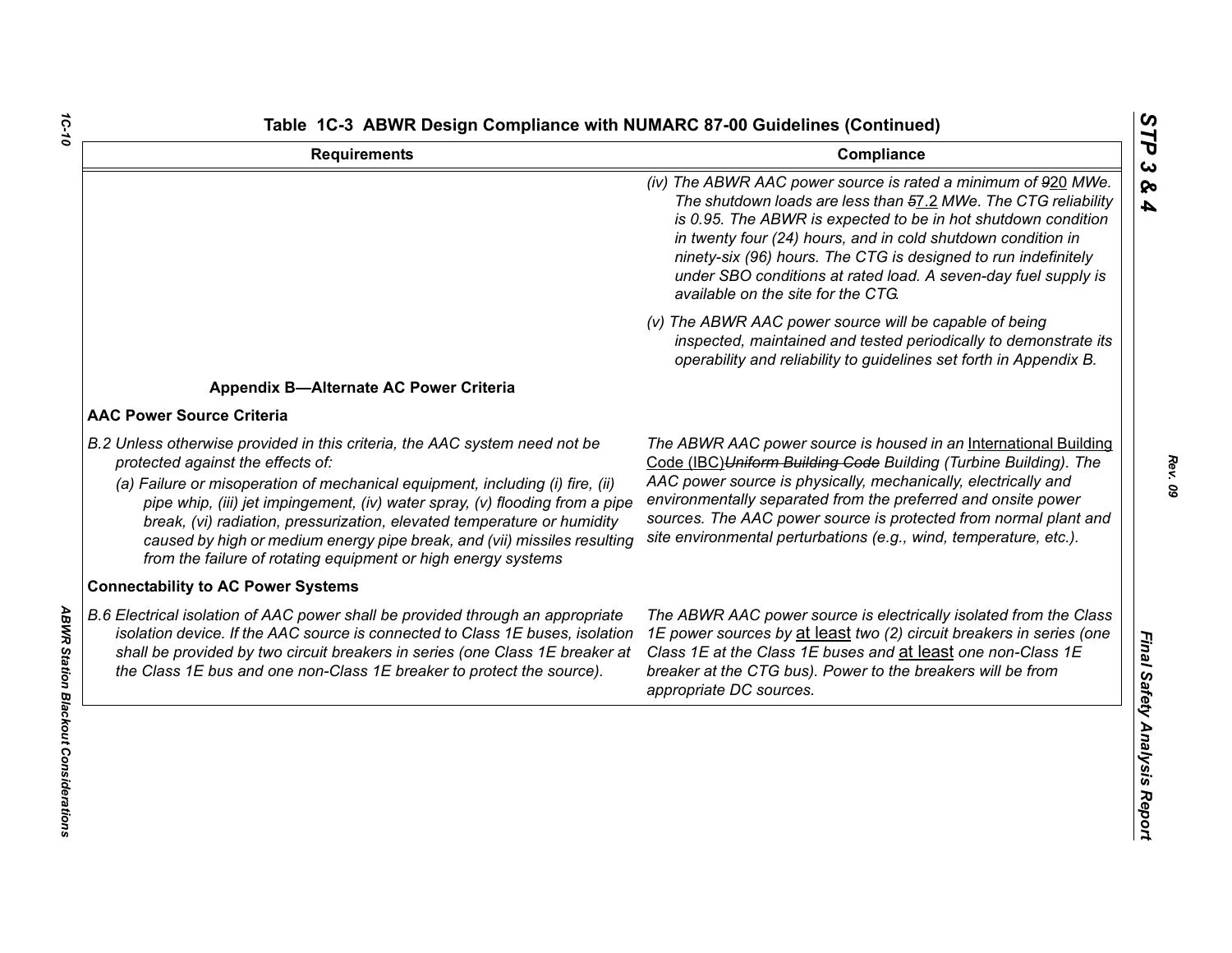## Table 1C-3 ABWR Design Compliance with NUMARC 87-00 Guidelines (Continued)

| Requirements | Compliance |
|---|---|
| | *(iv) The ABWR AAC power source is rated a minimum of ~~9~~20 MWe. The shutdown loads are less than ~~5~~7.2 MWe. The CTG reliability is 0.95. The ABWR is expected to be in hot shutdown condition in twenty four (24) hours, and in cold shutdown condition in ninety-six (96) hours. The CTG is designed to run indefinitely under SBO conditions at rated load. A seven-day fuel supply is available on the site for the CTG.* |
| | *(v) The ABWR AAC power source will be capable of being inspected, maintained and tested periodically to demonstrate its operability and reliability to guidelines set forth in Appendix B.* |
| **Appendix B—Alternate AC Power Criteria** | |
| **AAC Power Source Criteria** | |
| *B.2 Unless otherwise provided in this criteria, the AAC system need not be protected against the effects of:* *(a) Failure or misoperation of mechanical equipment, including (i) fire, (ii) pipe whip, (iii) jet impingement, (iv) water spray, (v) flooding from a pipe break, (vi) radiation, pressurization, elevated temperature or humidity caused by high or medium energy pipe break, and (vii) missiles resulting from the failure of rotating equipment or high energy systems* | *The ABWR AAC power source is housed in an International Building Code (IBC)~~Uniform Building Code~~ Building (Turbine Building). The AAC power source is physically, mechanically, electrically and environmentally separated from the preferred and onsite power sources. The AAC power source is protected from normal plant and site environmental perturbations (e.g., wind, temperature, etc.).* |
| **Connectability to AC Power Systems** | |
| *B.6 Electrical isolation of AAC power shall be provided through an appropriate isolation device. If the AAC source is connected to Class 1E buses, isolation shall be provided by two circuit breakers in series (one Class 1E breaker at the Class 1E bus and one non-Class 1E breaker to protect the source).* | *The ABWR AAC power source is electrically isolated from the Class 1E power sources by at least two (2) circuit breakers in series (one Class 1E at the Class 1E buses and at least one non-Class 1E breaker at the CTG bus). Power to the breakers will be from appropriate DC sources.* |